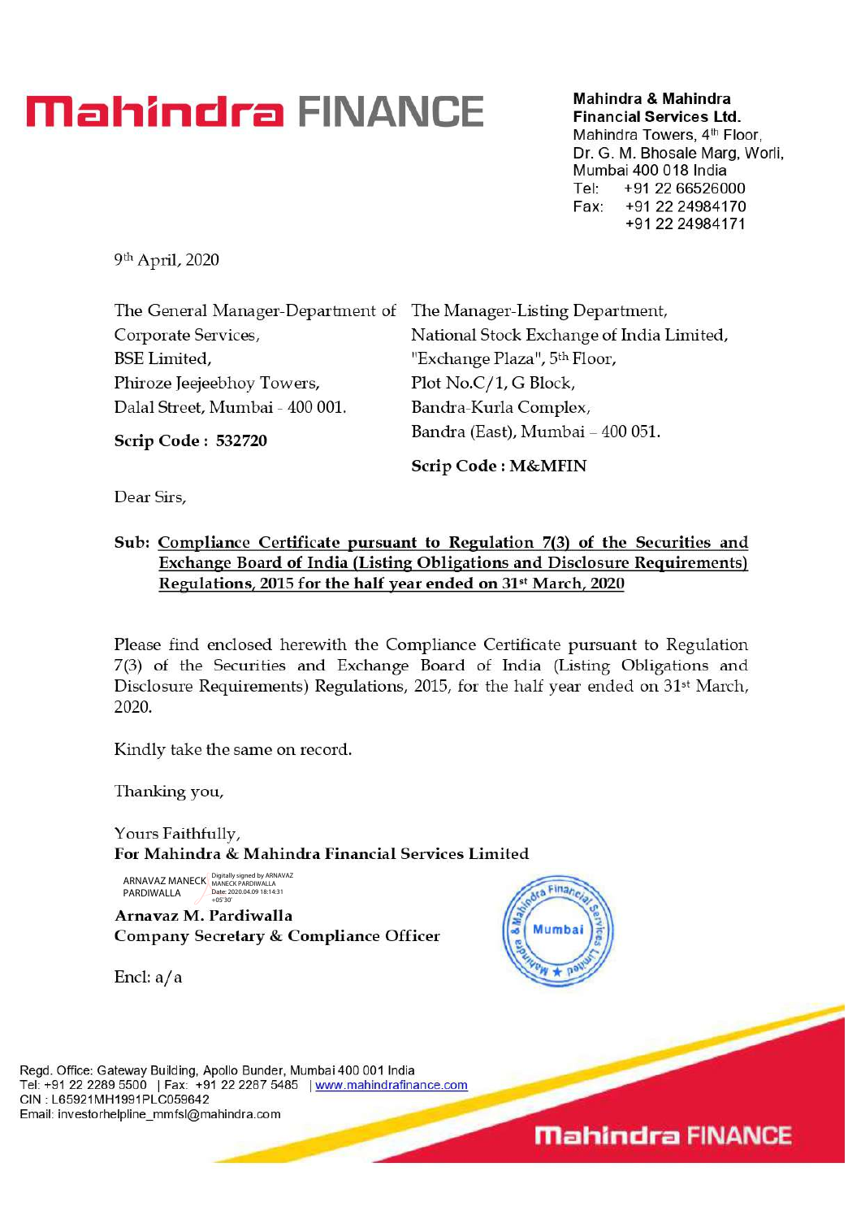**Mahindra & Mahindra Financial Services Ltd.**
Mahindra Towers, 4th Floor,
Dr. G. M. Bhosale Marg, Worli,
Mumbai 400 018 India
Tel: +91 22 66526000
Fax: +91 22 24984170
+91 22 24984171

9th April, 2020

The General Manager-Department of Corporate Services,
BSE Limited,
Phiroze Jeejeebhoy Towers,
Dalal Street, Mumbai - 400 001.

**Scrip Code : 532720**

The Manager-Listing Department,
National Stock Exchange of India Limited,
"Exchange Plaza", 5th Floor,
Plot No.C/1, G Block,
Bandra-Kurla Complex,
Bandra (East), Mumbai – 400 051.

**Scrip Code : M&MFIN**

Dear Sirs,

**Sub: Compliance Certificate pursuant to Regulation 7(3) of the Securities and Exchange Board of India (Listing Obligations and Disclosure Requirements) Regulations, 2015 for the half year ended on 31st March, 2020**

Please find enclosed herewith the Compliance Certificate pursuant to Regulation 7(3) of the Securities and Exchange Board of India (Listing Obligations and Disclosure Requirements) Regulations, 2015, for the half year ended on 31st March, 2020.

Kindly take the same on record.

Thanking you,

Yours Faithfully,
**For Mahindra & Mahindra Financial Services Limited**

ARNAVAZ MANECK PARDIWALLA
Digitally signed by ARNAVAZ MANECK PARDIWALLA
Date: 2020.04.09 18:14:31 +05'30'

**Arnavaz M. Pardiwalla**
**Company Secretary & Compliance Officer**

Encl: a/a

Regd. Office: Gateway Building, Apollo Bunder, Mumbai 400 001 India
Tel: +91 22 2289 5500 | Fax: +91 22 2287 5485 | www.mahindrafinance.com
CIN : L65921MH1991PLC059642
Email: investorhelpline_mmfsl@mahindra.com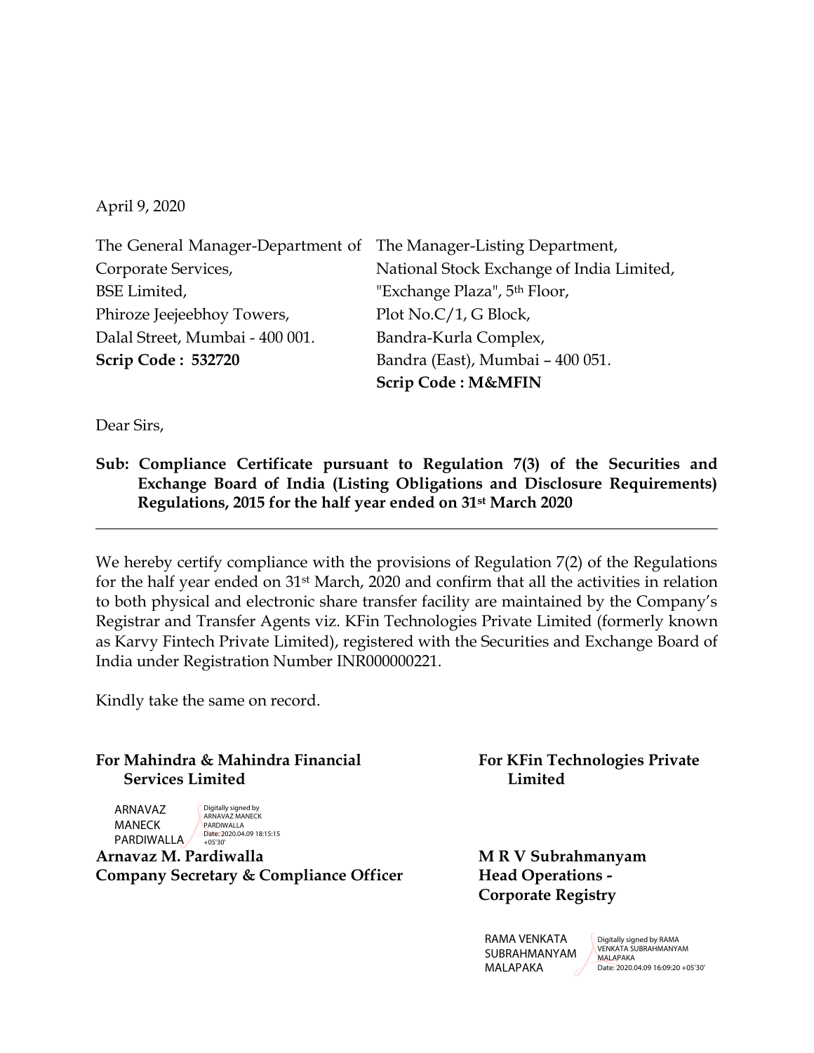April 9, 2020

The General Manager-Department of Corporate Services,
BSE Limited,
Phiroze Jeejeebhoy Towers,
Dalal Street, Mumbai - 400 001.
**Scrip Code : 532720**

The Manager-Listing Department,
National Stock Exchange of India Limited,
"Exchange Plaza", 5th Floor,
Plot No.C/1, G Block,
Bandra-Kurla Complex,
Bandra (East), Mumbai – 400 051.
**Scrip Code : M&MFIN**

Dear Sirs,

**Sub: Compliance Certificate pursuant to Regulation 7(3) of the Securities and Exchange Board of India (Listing Obligations and Disclosure Requirements) Regulations, 2015 for the half year ended on 31st March 2020**

---

We hereby certify compliance with the provisions of Regulation 7(2) of the Regulations for the half year ended on 31st March, 2020 and confirm that all the activities in relation to both physical and electronic share transfer facility are maintained by the Company's Registrar and Transfer Agents viz. KFin Technologies Private Limited (formerly known as Karvy Fintech Private Limited), registered with the Securities and Exchange Board of India under Registration Number INR000000221.

Kindly take the same on record.

**For Mahindra & Mahindra Financial Services Limited**

ARNAVAZ MANECK PARDIWALLA
Digitally signed by ARNAVAZ MANECK PARDIWALLA
Date: 2020.04.09 18:15:15 +05'30'

**Arnavaz M. Pardiwalla**
**Company Secretary & Compliance Officer**

**For KFin Technologies Private Limited**

**M R V Subrahmanyam**
**Head Operations - Corporate Registry**

RAMA VENKATA SUBRAHMANYAM MALAPAKA
Digitally signed by RAMA VENKATA SUBRAHMANYAM MALAPAKA
Date: 2020.04.09 16:09:20 +05'30'